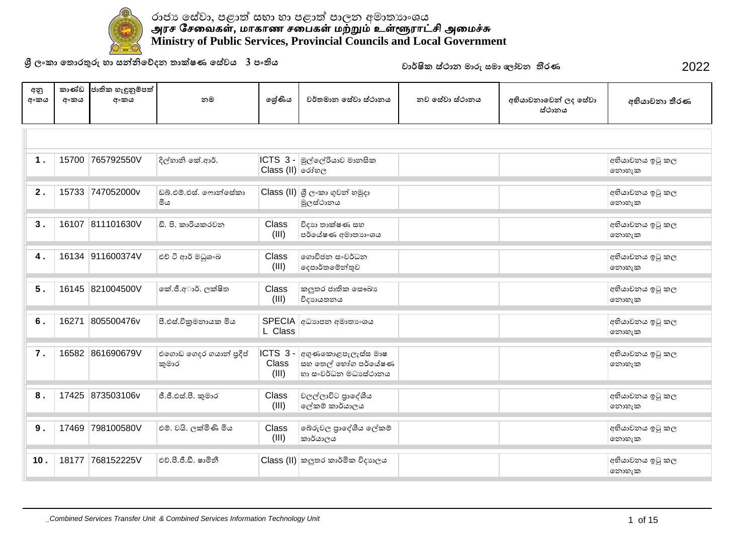# රාජ්‍ය සේවා, පළාත් සභා හා පළාත් පාලන අමාත්‍යාංශය
# அரச சேவைகள், மாகாண சபைகள் மற்றும் உள்ளூராட்சி அமைச்சு
# Ministry of Public Services, Provincial Councils and Local Government

**ශ්‍රී ලංකා තොරතුරු හා සන්නිවේදන තාක්ෂණ සේවය 3 පංතිය**

**වාර්ෂික ස්ථාන මාරු සමා ලෝචන තීරණ** 2022

| අනු අංකය | කාණ්ඩ අංකය | ජාතික හැඳුනුම්පත් අංකය | නම | ශ්‍රේණිය | වර්තමාන සේවා ස්ථානය | නව සේවා ස්ථානය | අභියාචනාවෙන් ලද සේවා ස්ථානය | අභියාචනා තීරණ |
|---|---|---|---|---|---|---|---|---|
| 1 . | 15700 | 765792550V | දිල්හානි කේ.ආර්. | ICTS 3 - Class (II) | මුල්ලේරියාව මානසික රෝහල | | | අභියාචනය ඉටු කල නොහැක |
| 2 . | 15733 | 747052000v | ඩබ්.එම්.එස්. ෆොන්සේකා මිය | Class (II) | ශ්‍රී ලංකා ගුවන් හමුදා මූලස්ථානය | | | අභියාචනය ඉටු කල නොහැක |
| 3 . | 16107 | 811101630V | ඩී. පී. කාරියකරවන | Class (III) | විද්‍යා තාක්ෂණ සහ පර්යේෂණ අමාත්‍යාංශය | | | අභියාචනය ඉටු කල නොහැක |
| 4 . | 16134 | 911600374V | එච් ටී ආර් මධුශංඛ | Class (III) | ගොවිජන සංවර්ධන දෙපාර්තමේන්තුව | | | අභියාචනය ඉටු කල නොහැක |
| 5 . | 16145 | 821004500V | කේ.ජී.ආර්. ලක්ෂිත | Class (III) | කලුතර ජාතික සෞඛ්‍ය විද්‍යායතනය | | | අභියාචනය ඉටු කල නොහැක |
| 6 . | 16271 | 805500476v | පී.එස්.වික්‍රමනායක මිය | SPECIAL Class | අධ්‍යාපන අමාත්‍යංශය | | | අභියාචනය ඉටු කල නොහැක |
| 7 . | 16582 | 861690679V | එගොඩ ගෙදර ගයාන් ප්‍රදීප් කුමාර | ICTS 3 - Class (III) | අගුණකොළපැලැස්ස මාෂ සහ තෙල් භෝග පර්යේෂණ හා සංවර්ධන මධ්‍යස්ථානය | | | අභියාචනය ඉටු කල නොහැක |
| 8 . | 17425 | 873503106v | ජී.ජී.එස්.පී. කුමාර | Class (III) | වලල්ලාවිට ප්‍රාදේශීය ලේකම් කාර්යාලය | | | අභියාචනය ඉටු කල නොහැක |
| 9 . | 17469 | 798100580V | එම්. වයි. ලක්මිණි මිය | Class (III) | බේරුවල ප්‍රාදේශීය ලේකම් කාර්යාලය | | | අභියාචනය ඉටු කල නොහැක |
| 10 . | 18177 | 768152225V | එච්.පී.ජී.ඩී. ෂාමිනී | Class (II) | කලුතර කාර්මික විද්‍යාලය | | | අභියාචනය ඉටු කල නොහැක |

_Combined Services Transfer Unit & Combined Services Information Technology Unit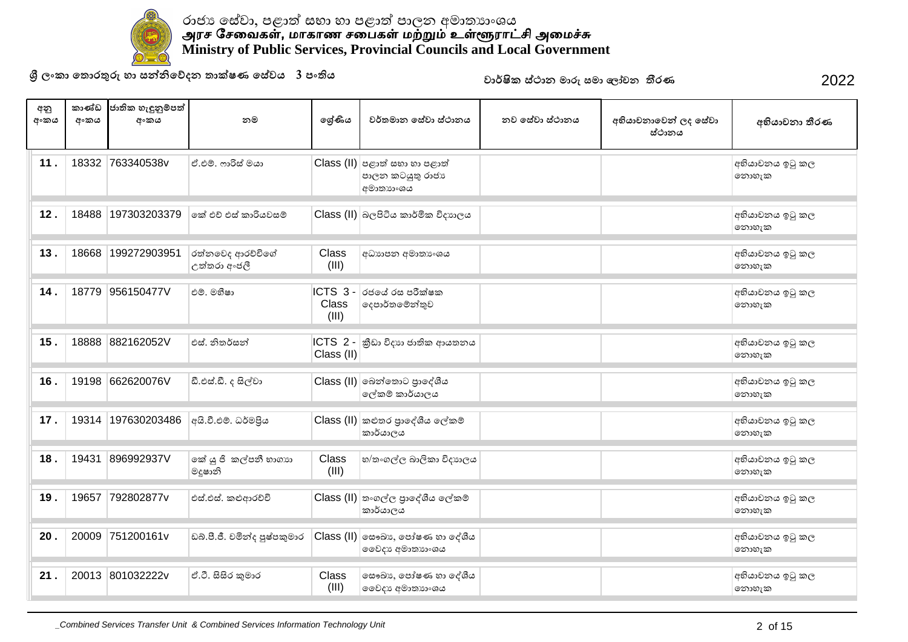# රාජ්‍ය සේවා, පළාත් සභා හා පළාත් පාලන අමාත්‍යාංශය
# அரச சேவைகள், மாகாண சபைகள் மற்றும் உள்ளூராட்சி அமைச்சு
# Ministry of Public Services, Provincial Councils and Local Government

**ශ්‍රී ලංකා තොරතුරු හා සන්නිවේදන තාක්ෂණ සේවය 3 පංතිය**

**වාර්ෂික ස්ථාන මාරු සමා ලෝචන තීරණ** 2022

| අනු අංකය | කාණ්ඩ අංකය | ජාතික හැඳුනුම්පත් අංකය | නම | ශ්‍රේණිය | වර්තමාන සේවා ස්ථානය | නව සේවා ස්ථානය | අභියාචනාවෙන් ලද සේවා ස්ථානය | අභියාචනා තීරණ |
|---|---|---|---|---|---|---|---|---|
| 11 . | 18332 | 763340538v | ඒ.එම්. ෆාරිස් මයා | Class (II) | පළාත් සභා හා පළාත් පාලන කටයුතු රාජ්‍ය අමාත්‍යාංශය | | | අභියාචනය ඉටු කල නොහැක |
| 12 . | 18488 | 197303203379 | කේ එච් එස් කාරියවසම් | Class (II) | බලපිටිය කාර්මික විද්‍යාලය | | | අභියාචනය ඉටු කල නොහැක |
| 13 . | 18668 | 199272903951 | රත්නවෙද ආරච්චිගේ උත්තරා අංජලී | Class (III) | අධ්‍යාපන අමාත්‍යාංශය | | | අභියාචනය ඉටු කල නොහැක |
| 14 . | 18779 | 956150477V | එම්. මහීෂා | ICTS 3 - Class (III) | රජයේ රස පරීක්ෂක දෙපාර්තමේන්තුව | | | අභියාචනය ඉටු කල නොහැක |
| 15 . | 18888 | 882162052V | එස්. නිතර්සන් | ICTS 2 - Class (II) | ක්‍රීඩා විද්‍යා ජාතික ආයතනය | | | අභියාචනය ඉටු කල නොහැක |
| 16 . | 19198 | 662620076V | ඩී.එස්.ඩී. ද සිල්වා | Class (II) | බෙන්තොට ප්‍රාදේශීය ලේකම් කාර්යාලය | | | අභියාචනය ඉටු කල නොහැක |
| 17 . | 19314 | 197630203486 | අයි.වී.එම්. ධර්මප්‍රිය | Class (II) | කළුතර ප්‍රාදේශීය ලේකම් කාර්යාලය | | | අභියාචනය ඉටු කල නොහැක |
| 18 . | 19431 | 896992937V | කේ යූ පී කල්පනී භාග්‍යා මදුෂානි | Class (III) | හ/තංගල්ල බාලිකා විද්‍යාලය | | | අභියාචනය ඉටු කල නොහැක |
| 19 . | 19657 | 792802877v | එස්.එස්. කළුආරච්චි | Class (II) | තංගල්ල ප්‍රාදේශීය ලේකම් කාර්යාලය | | | අභියාචනය ඉටු කල නොහැක |
| 20 . | 20009 | 751200161v | ඩබ්.පී.ජී. චමින්ද පුෂ්පකුමාර | Class (II) | සෞඛ්‍ය, පෝෂණ හා දේශීය වෛද්‍ය අමාත්‍යාංශය | | | අභියාචනය ඉටු කල නොහැක |
| 21 . | 20013 | 801032222v | ඒ.වී. සිසිර කුමාර | Class (III) | සෞඛ්‍ය, පෝෂණ හා දේශීය වෛද්‍ය අමාත්‍යාංශය | | | අභියාචනය ඉටු කල නොහැක |

_Combined Services Transfer Unit & Combined Services Information Technology Unit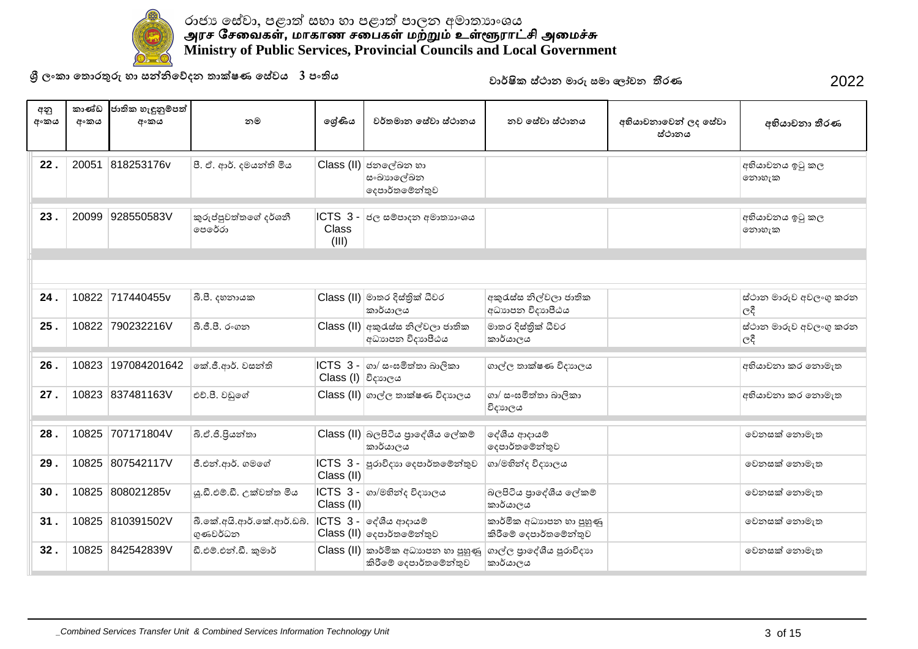# රාජ්‍ය සේවා, පළාත් සභා හා පළාත් පාලන අමාත්‍යාංශය
# அரச சேவைகள், மாகாண சபைகள் மற்றும் உள்ளூராட்சி அமைச்சு
# Ministry of Public Services, Provincial Councils and Local Government

**ශ්‍රී ලංකා තොරතුරු හා සන්නිවේදන තාක්ෂණ සේවය 3 පංතිය** **වාර්ෂික ස්ථාන මාරු සමා ලෝචන තීරණ** 2022

| අනු අංකය | කාණ්ඩ අංකය | ජාතික හැඳුනුම්පත් අංකය | නම | ශ්‍රේණිය | වර්තමාන සේවා ස්ථානය | නව සේවා ස්ථානය | අභියාචනාවෙන් ලද සේවා ස්ථානය | අභියාචනා තීරණ |
|---|---|---|---|---|---|---|---|---|
| 22 . | 20051 | 818253176v | පී. ඒ. ආර්. දමයන්ති මිය | Class (II) | ජනලේඛන හා සංඛ්‍යාලේඛන දෙපාර්තමේන්තුව | | | අභියාචනය ඉටු කල නොහැක |
| 23 . | 20099 | 928550583V | කුරුප්පුවත්තගේ දර්ශනී පෙරේරා | ICTS 3 - Class (III) | ජල සම්පාදන අමාත්‍යාංශය | | | අභියාචනය ඉටු කල නොහැක |
| 24 . | 10822 | 717440455v | බී.පී. දහනායක | Class (II) | මාතර දිස්ත්‍රික් ධීවර කාර්යාලය | අකුරැස්ස නිල්වලා ජාතික අධ්‍යාපන විද්‍යාපීඨය | | ස්ථාන මාරුව අවලංගු කරන ලදී |
| 25 . | 10822 | 790232216V | බී.ජී.පී. රංගන | Class (II) | අකුරැස්ස නිල්වලා ජාතික අධ්‍යාපන විද්‍යාපීඨය | මාතර දිස්ත්‍රික් ධීවර කාර්යාලය | | ස්ථාන මාරුව අවලංගු කරන ලදී |
| 26 . | 10823 | 197084201642 | කේ.ජී.ආර්. වසන්ති | ICTS 3 - Class (I) | ගා/ සංඝමිත්තා බාලිකා විද්‍යාලය | ගාල්ල තාක්ෂණ විද්‍යාලය | | අභියාචනා කර නොමැත |
| 27 . | 10823 | 837481163V | එච්.පී. වඩුගේ | Class (II) | ගාල්ල තාක්ෂණ විද්‍යාලය | ගා/ සංඝමිත්තා බාලිකා විද්‍යාලය | | අභියාචනා කර නොමැත |
| 28 . | 10825 | 707171804V | බී.ඒ.පී.ප්‍රියන්තා | Class (II) | බලපිටිය ප්‍රාදේශීය ලේකම් කාර්යාලය | දේශීය ආදායම් දෙපාර්තමේන්තුව | | වෙනසක් නොමැත |
| 29 . | 10825 | 807542117V | ජී.එන්.ආර්. ගමගේ | ICTS 3 - Class (II) | පුරාවිද්‍යා දෙපාර්තමේන්තුව | ගා/මහින්ද විද්‍යාලය | | වෙනසක් නොමැත |
| 30 . | 10825 | 808021285v | යූ.ඩී.එම්.ඩී. උක්වත්ත මිය | ICTS 3 - Class (II) | ගා/මහින්ද විද්‍යාලය | බලපිටිය ප්‍රාදේශීය ලේකම් කාර්යාලය | | වෙනසක් නොමැත |
| 31 . | 10825 | 810391502V | බී.කේ.අයි.ආර්.කේ.ආර්.ඩබ්. ගුණවර්ධන | ICTS 3 - Class (II) | දේශීය ආදායම් දෙපාර්තමේන්තුව | කාර්මික අධ්‍යාපන හා පුහුණු කිරීමේ දෙපාර්තමේන්තුව | | වෙනසක් නොමැත |
| 32 . | 10825 | 842542839V | ඩී.එම්.එන්.ඩී. කුමාර් | Class (II) | කාර්මික අධ්‍යාපන හා පුහුණු කිරීමේ දෙපාර්තමේන්තුව | ගාල්ල ප්‍රාදේශීය පුරාවිද්‍යා කාර්යාලය | | වෙනසක් නොමැත |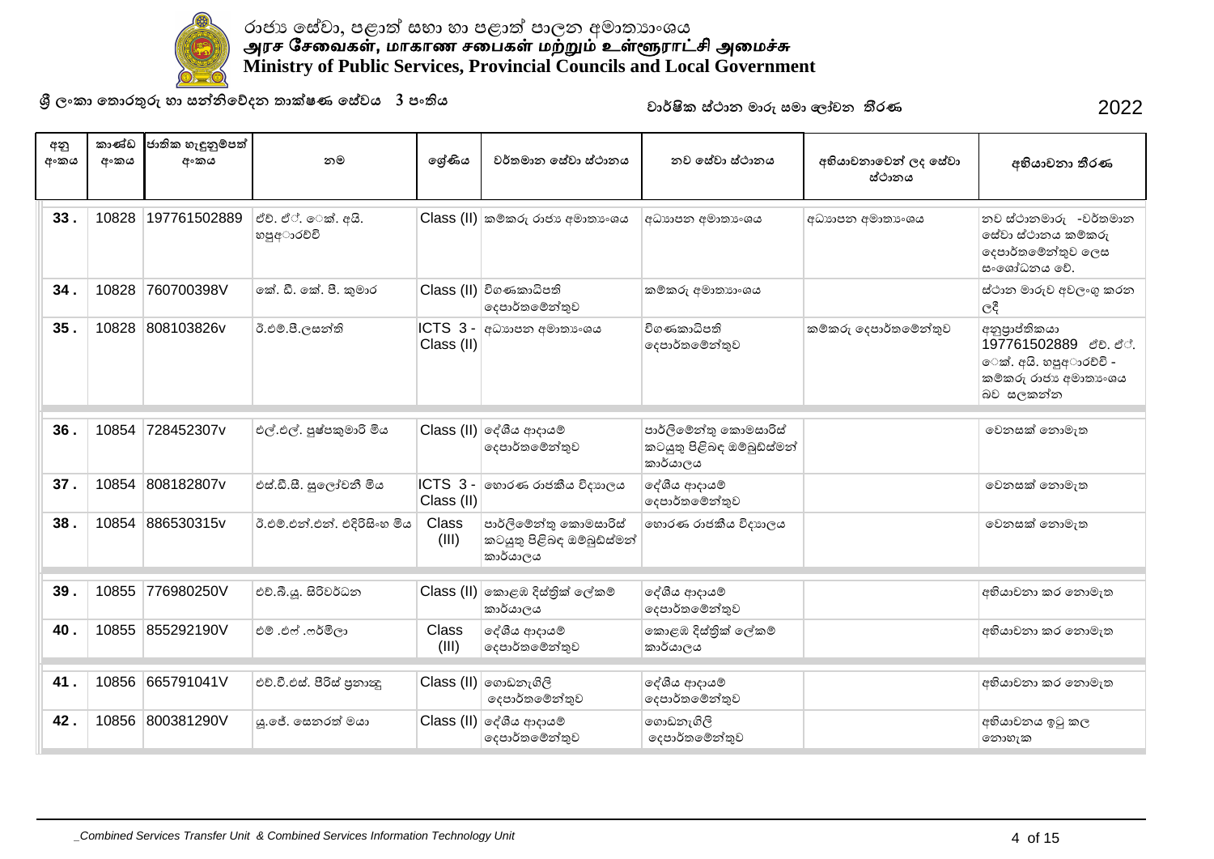# රාජ්‍ය සේවා, පළාත් සභා හා පළාත් පාලන අමාත්‍යාංශය
# அரச சேவைகள், மாகாண சபைகள் மற்றும் உள்ளூராட்சி அமைச்சு
# Ministry of Public Services, Provincial Councils and Local Government

**ශ්‍රී ලංකා තොරතුරු හා සන්නිවේදන තාක්ෂණ සේවය 3 පංතිය** **වාර්ෂික ස්ථාන මාරු සමා ලෝචන තීරණ** **2022**

| අනු අංකය | කාණ්ඩ අංකය | ජාතික හැඳුනුම්පත් අංකය | නම | ශ්‍රේණිය | වර්තමාන සේවා ස්ථානය | නව සේවා ස්ථානය | අභියාචනාවෙන් ලද සේවා ස්ථානය | අභියාචනා තීරණ |
|---|---|---|---|---|---|---|---|---|
| 33 . | 10828 | 197761502889 | ඒච්. ඒ්. ෙක්. අයි. හපුආරච්චි | Class (II) | කම්කරු රාජ්‍ය අමාත්‍යාංශය | අධ්‍යාපන අමාත්‍යාංශය | අධ්‍යාපන අමාත්‍යාංශය | නව ස්ථානමාරු -වර්තමාන සේවා ස්ථානය කම්කරු දෙපාර්තමේන්තුව ලෙස සංශෝධනය වේ. |
| 34 . | 10828 | 760700398V | කේ. ඩී. කේ. පී. කුමාර | Class (II) | විගණකාධිපති දෙපාර්තමේන්තුව | කම්කරු අමාත්‍යාංශය | | ස්ථාන මාරුව අවලංගු කරන ලදී |
| 35 . | 10828 | 808103826v | ඊ.එම්.පී.ලසන්ති | ICTS 3 - Class (II) | අධ්‍යාපන අමාත්‍යාංශය | විගණකාධිපති දෙපාර්තමේන්තුව | කම්කරු දෙපාර්තමේන්තුව | අනුප්‍රාප්තිකයා 197761502889 ඒච්. ඒ්. ෙක්. අයි. හපුආරච්චි - කම්කරු රාජ්‍ය අමාත්‍යාංශය බව සලකන්න |
| 36 . | 10854 | 728452307v | එල්.එල්. පුෂ්පකුමාරි මිය | Class (II) | දේශීය ආදායම් දෙපාර්තමේන්තුව | පාර්ලිමේන්තු කොමසාරිස් කටයුතු පිළිබඳ ඔම්බුඩ්ස්මන් කාර්යාලය | | වෙනසක් නොමැත |
| 37 . | 10854 | 808182807v | එස්.ඩී.සී. සුලෝචනී මිය | ICTS 3 - Class (II) | හොරණ රාජකීය විද්‍යාලය | දේශීය ආදායම් දෙපාර්තමේන්තුව | | වෙනසක් නොමැත |
| 38 . | 10854 | 886530315v | ඊ.එම්.එන්.එන්. එදිරිසිංහ මිය | Class (III) | පාර්ලිමේන්තු කොමසාරිස් කටයුතු පිළිබඳ ඔම්බුඩ්ස්මන් කාර්යාලය | හොරණ රාජකීය විද්‍යාලය | | වෙනසක් නොමැත |
| 39 . | 10855 | 776980250V | එච්.බී.යූ. සිරිවර්ධන | Class (II) | කොළඹ දිස්ත්‍රික් ලේකම් කාර්යාලය | දේශීය ආදායම් දෙපාර්තමේන්තුව | | අභියාචනා කර නොමැත |
| 40 . | 10855 | 855292190V | එම් .එෆ් .ෂර්මිලා | Class (III) | දේශීය ආදායම් දෙපාර්තමේන්තුව | කොළඹ දිස්ත්‍රික් ලේකම් කාර්යාලය | | අභියාචනා කර නොමැත |
| 41 . | 10856 | 665791041V | එච්.ව්.එස්. පීරිස් ප්‍රනාන්දු | Class (II) | ගොඩනැගිලි දෙපාර්තමේන්තුව | දේශීය ආදායම් දෙපාර්තමේන්තුව | | අභියාචනා කර නොමැත |
| 42 . | 10856 | 800381290V | යූ.ජේ. සෙනරත් මයා | Class (II) | දේශීය ආදායම් දෙපාර්තමේන්තුව | ගොඩනැගිලි දෙපාර්තමේන්තුව | | අභියාචනය ඉටු කල නොහැක |

_Combined Services Transfer Unit & Combined Services Information Technology Unit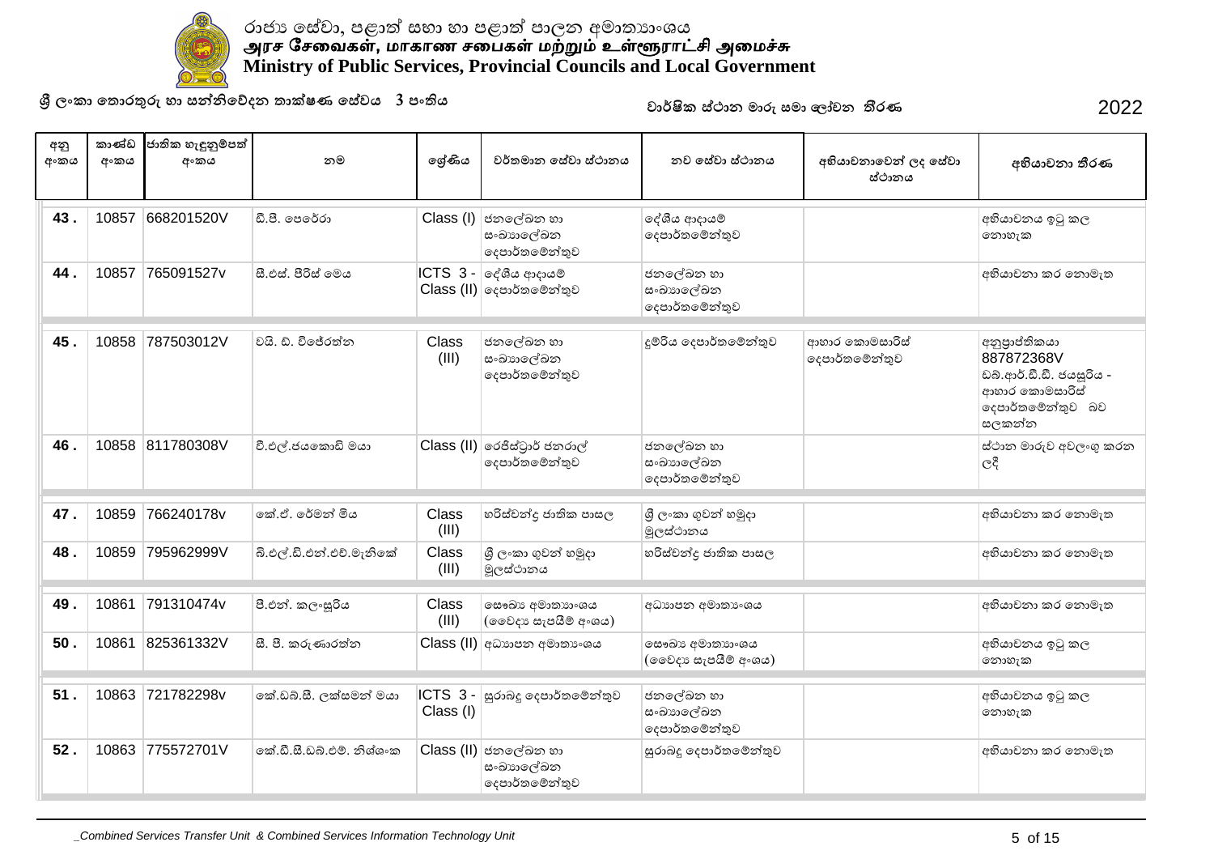# රාජ්‍ය සේවා, පළාත් සභා හා පළාත් පාලන අමාත්‍යාංශය

## அரச சேவைகள், மாகாண சபைகள் மற்றும் உள்ளூராட்சி அமைச்சு

## Ministry of Public Services, Provincial Councils and Local Government

**ශ්‍රී ලංකා තොරතුරු හා සන්නිවේදන තාක්ෂණ සේවය 3 පංතිය** **වාර්ෂික ස්ථාන මාරු සමා ලෝචන තීරණ** 2022

| අනු අංකය | කාණ්ඩ අංකය | ජාතික හැඳුනුම්පත් අංකය | නම | ශ්‍රේණිය | වර්තමාන සේවා ස්ථානය | නව සේවා ස්ථානය | අභියාචනාවෙන් ලද සේවා ස්ථානය | අභියාචනා තීරණ |
|---|---|---|---|---|---|---|---|---|
| 43 . | 10857 | 668201520V | ඩී.පී. පෙරේරා | Class (I) | ජනලේඛන හා සංඛ්‍යාලේඛන දෙපාර්තමේන්තුව | දේශීය ආදායම් දෙපාර්තමේන්තුව | | අභියාචනය ඉටු කල නොහැක |
| 44 . | 10857 | 765091527v | සී.එස්. පීරිස් මෙය | ICTS 3 - Class (II) | දේශීය ආදායම් දෙපාර්තමේන්තුව | ජනලේඛන හා සංඛ්‍යාලේඛන දෙපාර්තමේන්තුව | | අභියාචනා කර නොමැත |
| 45 . | 10858 | 787503012V | වයි. ඩී. විජේරත්න | Class (III) | ජනලේඛන හා සංඛ්‍යාලේඛන දෙපාර්තමේන්තුව | දුම්රිය දෙපාර්තමේන්තුව | ආහාර කොමසාරිස් දෙපාර්තමේන්තුව | අනුප්‍රාප්තිකයා 887872368V ඩබ්.ආර්.ඩී.ඩී. ජයසූරිය - ආහාර කොමසාරිස් දෙපාර්තමේන්තුව බව සලකන්න |
| 46 . | 10858 | 811780308V | වී.එල්.ජයකොඩි මයා | Class (II) | රෙජිස්ට්‍රාර් ජනරාල් දෙපාර්තමේන්තුව | ජනලේඛන හා සංඛ්‍යාලේඛන දෙපාර්තමේන්තුව | | ස්ථාන මාරුව අවලංගු කරන ලදී |
| 47 . | 10859 | 766240178v | කේ.ඒ. රේමන් මිය | Class (III) | හරිස්චන්ද්‍ර ජාතික පාසල | ශ්‍රී ලංකා ගුවන් හමුදා මූලස්ථානය | | අභියාචනා කර නොමැත |
| 48 . | 10859 | 795962999V | බී.එල්.ඩී.එන්.එච්.මැනිකේ | Class (III) | ශ්‍රී ලංකා ගුවන් හමුදා මූලස්ථානය | හරිස්චන්ද්‍ර ජාතික පාසල | | අභියාචනා කර නොමැත |
| 49 . | 10861 | 791310474v | පී.එන්. කලංසූරිය | Class (III) | සෞඛ්‍ය අමාත්‍යාංශය (වෛද්‍ය සැපයීම් අංශය) | අධ්‍යාපන අමාත්‍යාංශය | | අභියාචනා කර නොමැත |
| 50 . | 10861 | 825361332V | සී. පී. කරුණාරත්න | Class (II) | අධ්‍යාපන අමාත්‍යාංශය | සෞඛ්‍ය අමාත්‍යාංශය (වෛද්‍ය සැපයීම් අංශය) | | අභියාචනය ඉටු කල නොහැක |
| 51 . | 10863 | 721782298v | කේ.ඩබ්.සී. ලක්සමන් මයා | ICTS 3 - Class (I) | සුරාබදු දෙපාර්තමේන්තුව | ජනලේඛන හා සංඛ්‍යාලේඛන දෙපාර්තමේන්තුව | | අභියාචනය ඉටු කල නොහැක |
| 52 . | 10863 | 775572701V | කේ.ඩී.සී.ඩබ්.එම්. නිශ්ශංක | Class (II) | ජනලේඛන හා සංඛ්‍යාලේඛන දෙපාර්තමේන්තුව | සුරාබදු දෙපාර්තමේන්තුව | | අභියාචනා කර නොමැත |

*_Combined Services Transfer Unit & Combined Services Information Technology Unit*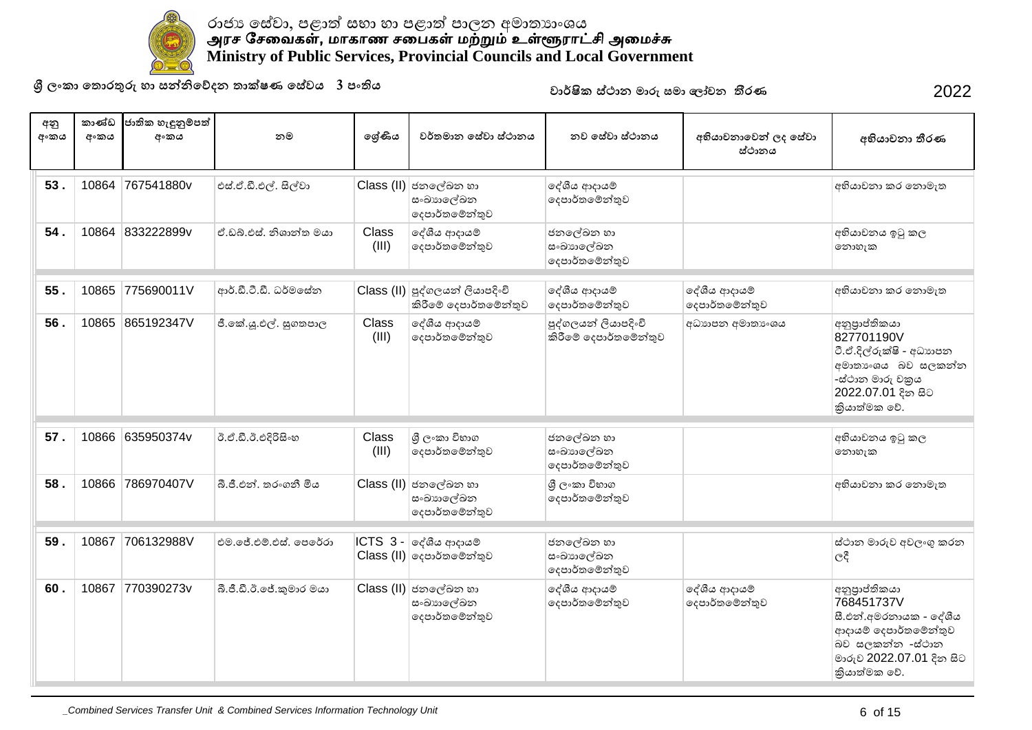# රාජ්‍ය සේවා, පළාත් සභා හා පළාත් පාලන අමාත්‍යාංශය
# அரச சேவைகள், மாகாண சபைகள் மற்றும் உள்ளூராட்சி அமைச்சு
# Ministry of Public Services, Provincial Councils and Local Government

**ශ්‍රී ලංකා තොරතුරු හා සන්නිවේදන තාක්ෂණ සේවය 3 පංතිය** **වාර්ෂික ස්ථාන මාරු සමා ලෝචන තීරණ** **2022**

| අනු අංකය | කාණ්ඩ අංකය | ජාතික හැඳුනුම්පත් අංකය | නම | ශ්‍රේණිය | වර්තමාන සේවා ස්ථානය | නව සේවා ස්ථානය | අභියාචනාවෙන් ලද සේවා ස්ථානය | අභියාචනා තීරණ |
|---|---|---|---|---|---|---|---|---|
| 53 . | 10864 | 767541880v | එස්.ඒ.ඩී.එල්. සිල්වා | Class (II) | ජනලේඛන හා සංඛ්‍යාලේඛන දෙපාර්තමේන්තුව | දේශීය ආදායම් දෙපාර්තමේන්තුව | | අභියාචනා කර නොමැත |
| 54 . | 10864 | 833222899v | ඒ.ඩබ්.එස්. නිශාන්ත මයා | Class (III) | දේශීය ආදායම් දෙපාර්තමේන්තුව | ජනලේඛන හා සංඛ්‍යාලේඛන දෙපාර්තමේන්තුව | | අභියාචනය ඉටු කල නොහැක |
| 55 . | 10865 | 775690011V | ආර්.ඩී.ටී.ඩී. ධර්මසේන | Class (II) | පුද්ගලයන් ලියාපදිංචි කිරීමේ දෙපාර්තමේන්තුව | දේශීය ආදායම් දෙපාර්තමේන්තුව | දේශීය ආදායම් දෙපාර්තමේන්තුව | අභියාචනා කර නොමැත |
| 56 . | 10865 | 865192347V | ජී.කේ.යූ.එල්. සුගතපාල | Class (III) | දේශීය ආදායම් දෙපාර්තමේන්තුව | පුද්ගලයන් ලියාපදිංචි කිරීමේ දෙපාර්තමේන්තුව | අධ්‍යාපන අමාත්‍යාංශය | අනුප්‍රාප්තිකයා 827701190V ටී.ඒ.දිල්රුක්ෂි - අධ්‍යාපන අමාත්‍යාංශය බව සලකන්න -ස්ථාන මාරු චක්‍රය 2022.07.01 දින සිට ක්‍රියාත්මක වේ. |
| 57 . | 10866 | 635950374v | ඊ.ඒ.ඩී.ඊ.එදිරිසිංහ | Class (III) | ශ්‍රී ලංකා විභාග දෙපාර්තමේන්තුව | ජනලේඛන හා සංඛ්‍යාලේඛන දෙපාර්තමේන්තුව | | අභියාචනය ඉටු කල නොහැක |
| 58 . | 10866 | 786970407V | බී.ජී.එන්. තරංගනී මිය | Class (II) | ජනලේඛන හා සංඛ්‍යාලේඛන දෙපාර්තමේන්තුව | ශ්‍රී ලංකා විභාග දෙපාර්තමේන්තුව | | අභියාචනා කර නොමැත |
| 59 . | 10867 | 706132988V | එම.ජේ.එම්.එස්. පෙරේරා | ICTS 3 - Class (II) | දේශීය ආදායම් දෙපාර්තමේන්තුව | ජනලේඛන හා සංඛ්‍යාලේඛන දෙපාර්තමේන්තුව | | ස්ථාන මාරුව අවලංගු කරන ලදී |
| 60 . | 10867 | 770390273v | බී.ජී.ඩී.ඊ.ජේ.කුමාර මයා | Class (II) | ජනලේඛන හා සංඛ්‍යාලේඛන දෙපාර්තමේන්තුව | දේශීය ආදායම් දෙපාර්තමේන්තුව | දේශීය ආදායම් දෙපාර්තමේන්තුව | අනුප්‍රාප්තිකයා 768451737V සී.එන්.අමරනායක - දේශීය ආදායම් දෙපාර්තමේන්තුව බව සලකන්න -ස්ථාන මාරුව 2022.07.01 දින සිට ක්‍රියාත්මක වේ. |

*_Combined Services Transfer Unit & Combined Services Information Technology Unit*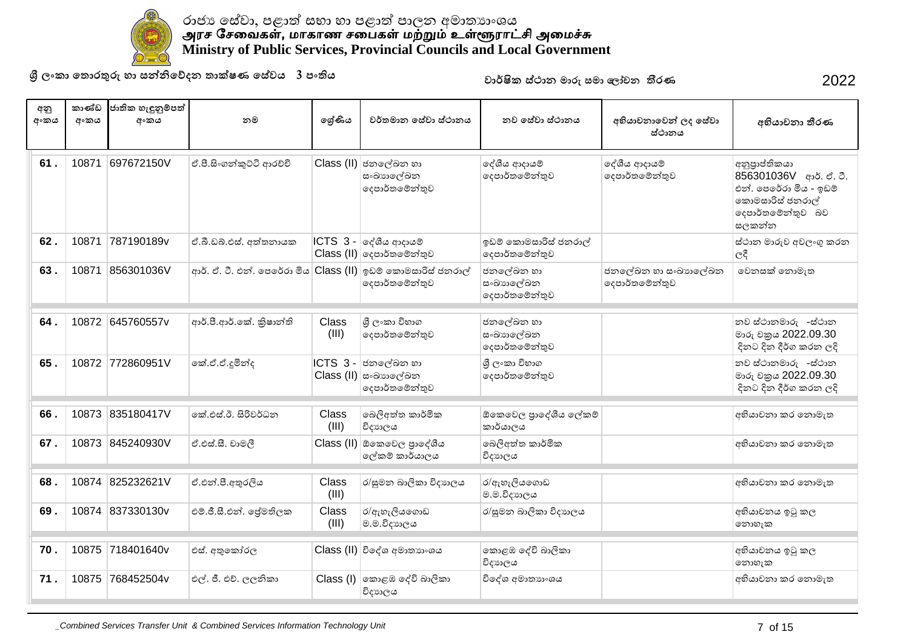# රාජ්‍ය සේවා, පළාත් සභා හා පළාත් පාලන අමාත්‍යාංශය
# அரச சேவைகள், மாகாண சபைகள் மற்றும் உள்ளூராட்சி அமைச்சு
# Ministry of Public Services, Provincial Councils and Local Government

**ශ්‍රී ලංකා තොරතුරු හා සන්නිවේදන තාක්ෂණ සේවය 3 පංතිය** **වාර්ෂික ස්ථාන මාරු සමා ලෝචන තීරණ** **2022**

| අනු අංකය | කාණ්ඩ අංකය | ජාතික හැඳුනුම්පත් අංකය | නම | ශ්‍රේණිය | වර්තමාන සේවා ස්ථානය | නව සේවා ස්ථානය | අභියාචනාවෙන් ලද සේවා ස්ථානය | අභියාචනා තීරණ |
|---|---|---|---|---|---|---|---|---|
| 61 . | 10871 | 697672150V | ඒ.පී.සිංගන්කුට්ටි ආරච්චි | Class (II) | ජනලේඛන හා සංඛ්‍යාලේඛන දෙපාර්තමේන්තුව | දේශීය ආදායම් දෙපාර්තමේන්තුව | දේශීය ආදායම් දෙපාර්තමේන්තුව | අනුප්‍රාප්තිකයා 856301036V ආර්. ඒ. ටී. එන්. පෙරේරා මිය - ඉඩම් කොමසාරිස් ජනරාල් දෙපාර්තමේන්තුව බව සලකන්න |
| 62 . | 10871 | 787190189v | ඒ.බී.ඩබ්.එස්. අත්තනායක | ICTS 3 - Class (II) | දේශීය ආදායම් දෙපාර්තමේන්තුව | ඉඩම් කොමසාරිස් ජනරාල් දෙපාර්තමේන්තුව | | ස්ථාන මාරුව අවලංගු කරන ලදී |
| 63 . | 10871 | 856301036V | ආර්. ඒ. ටී. එන්. පෙරේරා මිය | Class (II) | ඉඩම් කොමසාරිස් ජනරාල් දෙපාර්තමේන්තුව | ජනලේඛන හා සංඛ්‍යාලේඛන දෙපාර්තමේන්තුව | ජනලේඛන හා සංඛ්‍යාලේඛන දෙපාර්තමේන්තුව | වෙනසක් නොමැත |
| 64 . | 10872 | 645760557v | ආර්.පී.ආර්.කේ. ක්‍රිෂාන්ති | Class (III) | ශ්‍රී ලංකා විභාග දෙපාර්තමේන්තුව | ජනලේඛන හා සංඛ්‍යාලේඛන දෙපාර්තමේන්තුව | | නව ස්ථානමාරු -ස්ථාන මාරු චක්‍රය 2022.09.30 දිනට දින දීර්ග කරන ලදි |
| 65 . | 10872 | 772860951V | කේ.ඒ.ඒ.දුමින්ද | ICTS 3 - Class (II) | ජනලේඛන හා සංඛ්‍යාලේඛන දෙපාර්තමේන්තුව | ශ්‍රී ලංකා විභාග දෙපාර්තමේන්තුව | | නව ස්ථානමාරු -ස්ථාන මාරු චක්‍රය 2022.09.30 දිනට දින දීර්ග කරන ලදි |
| 66 . | 10873 | 835180417V | කේ.එස්.ඊ. සිරිවර්ධන | Class (III) | බෙලිඅත්ත කාර්මික විද්‍යාලය | ඕකෙවෙල ප්‍රාදේශීය ලේකම් කාර්යාලය | | අභියාචනා කර නොමැත |
| 67 . | 10873 | 845240930V | ඒ.එස්.සී. වාමලී | Class (II) | ඕකෙවෙල ප්‍රාදේශීය ලේකම් කාර්යාලය | බෙලිඅත්ත කාර්මික විද්‍යාලය | | අභියාචනා කර නොමැත |
| 68 . | 10874 | 825232621V | ඒ.එන්.පී.අතුරලිය | Class (III) | ර/සුමන බාලිකා විද්‍යාලය | ර/ඇහැලියගොඩ ම.ම.විද්‍යාලය | | අභියාචනා කර නොමැත |
| 69 . | 10874 | 837330130v | එම්.ජී.සී.එන්. ප්‍රේමතිලක | Class (III) | ර/ඇහැලියගොඩ ම.ම.විද්‍යාලය | ර/සුමන බාලිකා විද්‍යාලය | | අභියාචනය ඉටු කල නොහැක |
| 70 . | 10875 | 718401640v | එස්. අතුකෝරල | Class (II) | විදේශ අමාත්‍යාංශය | කොළඹ දේවි බාලිකා විද්‍යාලය | | අභියාචනය ඉටු කල නොහැක |
| 71 . | 10875 | 768452504v | එල්. ජී. එච්. ලලනිකා | Class (I) | කොළඹ දේවි බාලිකා විද්‍යාලය | විදේශ අමාත්‍යාංශය | | අභියාචනා කර නොමැත |

_Combined Services Transfer Unit & Combined Services Information Technology Unit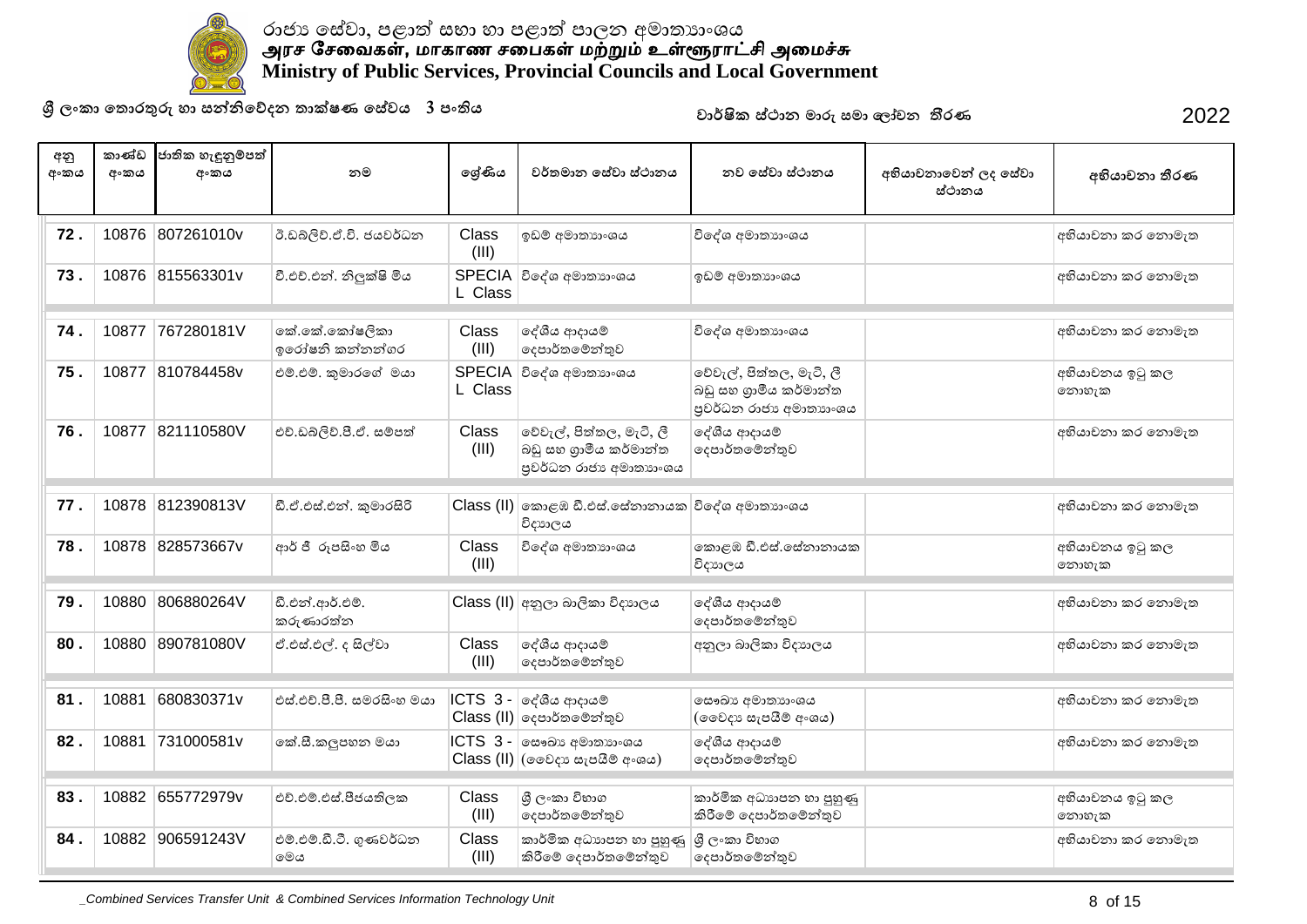# රාජ්‍ය සේවා, පළාත් සභා හා පළාත් පාලන අමාත්‍යාංශය
# அரச சேவைகள், மாகாண சபைகள் மற்றும் உள்ளூராட்சி அமைச்சு
# Ministry of Public Services, Provincial Councils and Local Government

**ශ්‍රී ලංකා තොරතුරු හා සන්නිවේදන තාක්ෂණ සේවය 3 පංතිය** **වාර්ෂික ස්ථාන මාරු සමාලෝචන තීරණ** **2022**

| අනු අංකය | කාණ්ඩ අංකය | ජාතික හැඳුනුම්පත් අංකය | නම | ශ්‍රේණිය | වර්තමාන සේවා ස්ථානය | නව සේවා ස්ථානය | අභියාචනාවෙන් ලද සේවා ස්ථානය | අභියාචනා තීරණ |
|---|---|---|---|---|---|---|---|---|
| 72 . | 10876 | 807261010v | ඊ.ඩබ්ලිව්.ඒ.වී. ජයවර්ධන | Class (III) | ඉඩම් අමාත්‍යාංශය | විදේශ අමාත්‍යාංශය | | අභියාචනා කර නොමැත |
| 73 . | 10876 | 815563301v | වී.එච්.එන්. නිලුක්ෂි මිය | SPECIAL Class | විදේශ අමාත්‍යාංශය | ඉඩම් අමාත්‍යාංශය | | අභියාචනා කර නොමැත |
| 74 . | 10877 | 767280181V | කේ.කේ.කෝෂලිකා ඉරෝෂනි කන්නන්ගර | Class (III) | දේශීය ආදායම් දෙපාර්තමේන්තුව | විදේශ අමාත්‍යාංශය | | අභියාචනා කර නොමැත |
| 75 . | 10877 | 810784458v | එම්.එම්. කුමාරගේ මයා | SPECIAL Class | විදේශ අමාත්‍යාංශය | වේවැල්, පිත්තල, මැටි, ලී බඩු සහ ග්‍රාමීය කර්මාන්ත ප්‍රවර්ධන රාජ්‍ය අමාත්‍යාංශය | | අභියාචනය ඉටු කල නොහැක |
| 76 . | 10877 | 821110580V | එච්.ඩබ්ලිව්.පී.ඒ. සම්පත් | Class (III) | වේවැල්, පිත්තල, මැටි, ලී බඩු සහ ග්‍රාමීය කර්මාන්ත ප්‍රවර්ධන රාජ්‍ය අමාත්‍යාංශය | දේශීය ආදායම් දෙපාර්තමේන්තුව | | අභියාචනා කර නොමැත |
| 77 . | 10878 | 812390813V | ඩී.ඒ.එස්.එන්. කුමාරසිරි | Class (II) | කොළඹ ඩී.එස්.සේනානායක විද්‍යාලය | විදේශ අමාත්‍යාංශය | | අභියාචනා කර නොමැත |
| 78 . | 10878 | 828573667v | ආර් ජී රූපසිංහ මිය | Class (III) | විදේශ අමාත්‍යාංශය | කොළඹ ඩී.එස්.සේනානායක විද්‍යාලය | | අභියාචනය ඉටු කල නොහැක |
| 79 . | 10880 | 806880264V | ඩී.එන්.ආර්.එම්. කරුණාරත්න | Class (II) | අනුලා බාලිකා විද්‍යාලය | දේශීය ආදායම් දෙපාර්තමේන්තුව | | අභියාචනා කර නොමැත |
| 80 . | 10880 | 890781080V | ඒ.එස්.එල්. ද සිල්වා | Class (III) | දේශීය ආදායම් දෙපාර්තමේන්තුව | අනුලා බාලිකා විද්‍යාලය | | අභියාචනා කර නොමැත |
| 81 . | 10881 | 680830371v | එස්.එච්.පී.පී. සමරසිංහ මයා | ICTS 3 - Class (II) | දේශීය ආදායම් දෙපාර්තමේන්තුව | සෞඛ්‍ය අමාත්‍යාංශය (වෛද්‍ය සැපයීම් අංශය) | | අභියාචනා කර නොමැත |
| 82 . | 10881 | 731000581v | කේ.සී.කලුපහන මයා | ICTS 3 - Class (II) | සෞඛ්‍ය අමාත්‍යාංශය (වෛද්‍ය සැපයීම් අංශය) | දේශීය ආදායම් දෙපාර්තමේන්තුව | | අභියාචනා කර නොමැත |
| 83 . | 10882 | 655772979v | එච්.එම්.එස්.පීජයතිලක | Class (III) | ශ්‍රී ලංකා විභාග දෙපාර්තමේන්තුව | කාර්මික අධ්‍යාපන හා පුහුණු කිරීමේ දෙපාර්තමේන්තුව | | අභියාචනය ඉටු කල නොහැක |
| 84 . | 10882 | 906591243V | එම්.එම්.ඩී.ටී. ගුණවර්ධන මෙය | Class (III) | කාර්මික අධ්‍යාපන හා පුහුණු කිරීමේ දෙපාර්තමේන්තුව | ශ්‍රී ලංකා විභාග දෙපාර්තමේන්තුව | | අභියාචනා කර නොමැත |

_Combined Services Transfer Unit & Combined Services Information Technology Unit_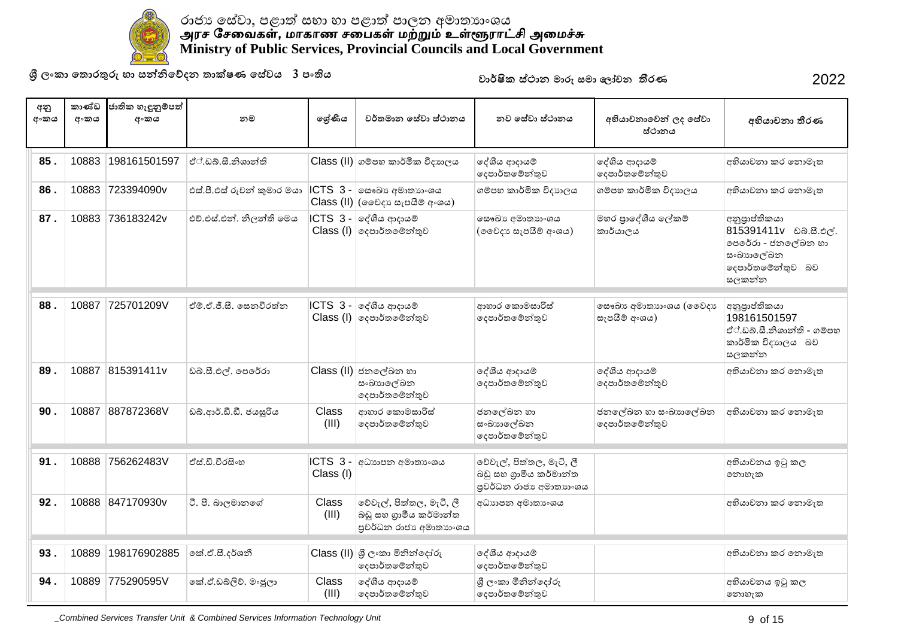රාජ්‍ය සේවා, පළාත් සභා හා පළාත් පාලන අමාත්‍යාංශය
அரச சேவைகள், மாகாண சபைகள் மற்றும் உள்ளூராட்சி அமைச்சு
**Ministry of Public Services, Provincial Councils and Local Government**

ශ්‍රී ලංකා තොරතුරු හා සන්නිවේදන තාක්ෂණ සේවය 3 පංතිය

වාර්ෂික ස්ථාන මාරු සමා ලෝචන තීරණ 2022

| අනු අංකය | කාණ්ඩ අංකය | ජාතික හැඳුනුම්පත් අංකය | නම | ශ්‍රේණිය | වර්තමාන සේවා ස්ථානය | නව සේවා ස්ථානය | අභියාචනාවෙන් ලද සේවා ස්ථානය | අභියාචනා තීරණ |
|---|---|---|---|---|---|---|---|---|
| 85 . | 10883 | 198161501597 | ඒ්.ඩබ්.සී.නිශාන්ති | Class (II) | ගම්පහ කාර්මික විද්‍යාලය | දේශීය ආදායම් දෙපාර්තමේන්තුව | දේශීය ආදායම් දෙපාර්තමේන්තුව | අභියාචනා කර නොමැත |
| 86 . | 10883 | 723394090v | එස්.පී.එස් රුවන් කුමාර මයා | ICTS 3 - Class (II) | සෞඛ්‍ය අමාත්‍යාංශය (වෛද්‍ය සැපයීම් අංශය) | ගම්පහ කාර්මික විද්‍යාලය | ගම්පහ කාර්මික විද්‍යාලය | අභියාචනා කර නොමැත |
| 87 . | 10883 | 736183242v | එච්.එස්.එන්. නිලන්ති මෙය | ICTS 3 - Class (I) | දේශීය ආදායම් දෙපාර්තමේන්තුව | සෞඛ්‍ය අමාත්‍යාංශය (වෛද්‍ය සැපයීම් අංශය) | මහර ප්‍රාදේශීය ලේකම් කාර්යාලය | අනුප්‍රාප්තිකයා 815391411v ඩබ්.සී.එල්. පෙරේරා - ජනලේඛන හා සංඛ්‍යාලේඛන දෙපාර්තමේන්තුව බව සලකන්න |
| 88 . | 10887 | 725701209V | ඒම්.ඒ.ජී.සී. සෙනවිරත්න | ICTS 3 - Class (I) | දේශීය ආදායම් දෙපාර්තමේන්තුව | ආහාර කොමසාරිස් දෙපාර්තමේන්තුව | සෞඛ්‍ය අමාත්‍යාංශය (වෛද්‍ය සැපයීම් අංශය) | අනුප්‍රාප්තිකයා 198161501597 ඒ්.ඩබ්.සී.නිශාන්ති - ගම්පහ කාර්මික විද්‍යාලය බව සලකන්න |
| 89 . | 10887 | 815391411v | ඩබ්.සී.එල්. පෙරේරා | Class (II) | ජනලේඛන හා සංඛ්‍යාලේඛන දෙපාර්තමේන්තුව | දේශීය ආදායම් දෙපාර්තමේන්තුව | දේශීය ආදායම් දෙපාර්තමේන්තුව | අභියාචනා කර නොමැත |
| 90 . | 10887 | 887872368V | ඩබ්.ආර්.ඩී.ඩී. ජයසූරිය | Class (III) | ආහාර කොමසාරිස් දෙපාර්තමේන්තුව | ජනලේඛන හා සංඛ්‍යාලේඛන දෙපාර්තමේන්තුව | ජනලේඛන හා සංඛ්‍යාලේඛන දෙපාර්තමේන්තුව | අභියාචනා කර නොමැත |
| 91 . | 10888 | 756262483V | ඒස්.ඩී.වීරසිංහ | ICTS 3 - Class (I) | අධ්‍යාපන අමාත්‍යාංශය | වේවැල්, පිත්තල, මැටි, ලී බඩු සහ ග්‍රාමීය කර්මාන්ත ප්‍රවර්ධන රාජ්‍ය අමාත්‍යාංශය | | අභියාචනය ඉටු කල නොහැක |
| 92 . | 10888 | 847170930v | ටී. පී. බාලමානගේ | Class (III) | වේවැල්, පිත්තල, මැටි, ලී බඩු සහ ග්‍රාමීය කර්මාන්ත ප්‍රවර්ධන රාජ්‍ය අමාත්‍යාංශය | අධ්‍යාපන අමාත්‍යාංශය | | අභියාචනා කර නොමැත |
| 93 . | 10889 | 198176902885 | කේ.ඒ.සී.දර්ශනී | Class (II) | ශ්‍රී ලංකා මිනින්දෝරු දෙපාර්තමේන්තුව | දේශීය ආදායම් දෙපාර්තමේන්තුව | | අභියාචනා කර නොමැත |
| 94 . | 10889 | 775290595V | කේ.ඒ.ඩබ්ලිව්. මංජුලා | Class (III) | දේශීය ආදායම් දෙපාර්තමේන්තුව | ශ්‍රී ලංකා මිනින්දෝරු දෙපාර්තමේන්තුව | | අභියාචනය ඉටු කල නොහැක |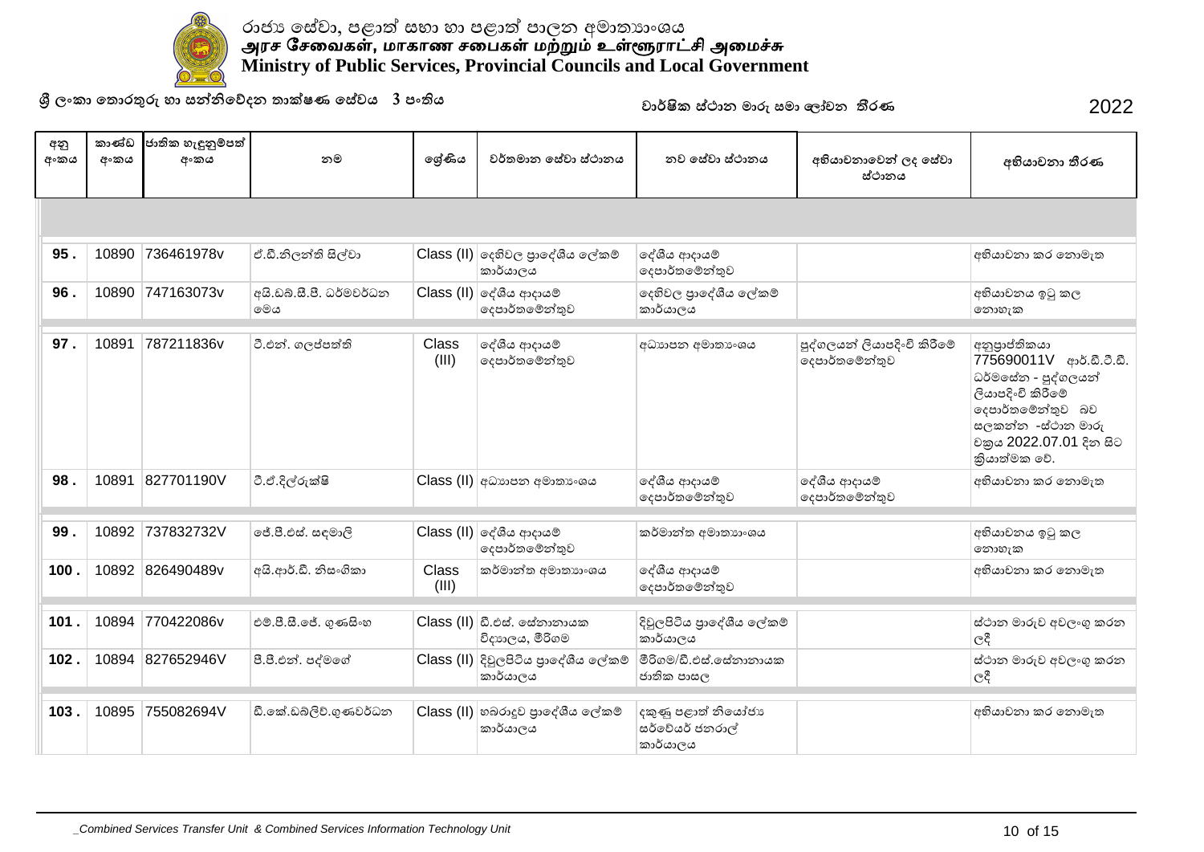රාජ්‍ය සේවා, පළාත් සභා හා පළාත් පාලන අමාත්‍යාංශය
**அரச சேவைகள், மாகாண சபைகள் மற்றும் உள்ளூராட்சி அமைச்சு**
**Ministry of Public Services, Provincial Councils and Local Government**

**ශ්‍රී ලංකා තොරතුරු හා සන්නිවේදන තාක්ෂණ සේවය 3 පංතිය** **වාර්ෂික ස්ථාන මාරු සමා ලෝචන තීරණ** 2022

| අනු අංකය | කාණ්ඩ අංකය | ජාතික හැඳුනුම්පත් අංකය | නම | ශ්‍රේණිය | වර්තමාන සේවා ස්ථානය | නව සේවා ස්ථානය | අභියාචනාවෙන් ලද සේවා ස්ථානය | අභියාචනා තීරණ |
|---|---|---|---|---|---|---|---|---|
| 95 . | 10890 | 736461978v | ඒ.ඩී.නිලන්ති සිල්වා | Class (II) | දෙහිවල ප්‍රාදේශීය ලේකම් කාර්යාලය | දේශීය ආදායම් දෙපාර්තමේන්තුව | | අභියාචනා කර නොමැත |
| 96 . | 10890 | 747163073v | අයි.ඩබ්.සී.පී. ධර්මවර්ධන මෙය | Class (II) | දේශීය ආදායම් දෙපාර්තමේන්තුව | දෙහිවල ප්‍රාදේශීය ලේකම් කාර්යාලය | | අභියාචනය ඉටු කල නොහැක |
| 97 . | 10891 | 787211836v | ටී.එන්. ගලප්පත්ති | Class (III) | දේශීය ආදායම් දෙපාර්තමේන්තුව | අධ්‍යාපන අමාත්‍යාංශය | පුද්ගලයන් ලියාපදිංචි කිරීමේ දෙපාර්තමේන්තුව | අනුප්‍රාප්තිකයා 775690011V ආර්.ඩී.ටී.ඩී. ධර්මසේන - පුද්ගලයන් ලියාපදිංචි කිරීමේ දෙපාර්තමේන්තුව බව සලකන්න -ස්ථාන මාරු චක්‍රය 2022.07.01 දින සිට ක්‍රියාත්මක වේ. |
| 98 . | 10891 | 827701190V | ටී.ඒ.දිල්රුක්ෂි | Class (II) | අධ්‍යාපන අමාත්‍යාංශය | දේශීය ආදායම් දෙපාර්තමේන්තුව | දේශීය ආදායම් දෙපාර්තමේන්තුව | අභියාචනා කර නොමැත |
| 99 . | 10892 | 737832732V | ජේ.පී.එස්. සඳමාලි | Class (II) | දේශීය ආදායම් දෙපාර්තමේන්තුව | කර්මාන්ත අමාත්‍යාංශය | | අභියාචනය ඉටු කල නොහැක |
| 100 . | 10892 | 826490489v | අයි.ආර්.ඩී. නිසංගිකා | Class (III) | කර්මාන්ත අමාත්‍යාංශය | දේශීය ආදායම් දෙපාර්තමේන්තුව | | අභියාචනා කර නොමැත |
| 101 . | 10894 | 770422086v | එම්.පී.සී.ජේ. ගුණසිංහ | Class (II) | ඩී.එස්. සේනානායක විද්‍යාලය, මීරිගම | දිවුලපිටිය ප්‍රාදේශීය ලේකම් කාර්යාලය | | ස්ථාන මාරුව අවලංගු කරන ලදී |
| 102 . | 10894 | 827652946V | පී.පී.එන්. පද්මගේ | Class (II) | දිවුලපිටිය ප්‍රාදේශීය ලේකම් කාර්යාලය | මීරිගම/ඩී.එස්.සේනානායක ජාතික පාසල | | ස්ථාන මාරුව අවලංගු කරන ලදී |
| 103 . | 10895 | 755082694V | ඩී.කේ.ඩබ්ලිව්.ගුණවර්ධන | Class (II) | හබරාදුව ප්‍රාදේශීය ලේකම් කාර්යාලය | දකුණු පළාත් නියෝජ්‍ය සර්වේයර් ජනරාල් කාර්යාලය | | අභියාචනා කර නොමැත |

_Combined Services Transfer Unit & Combined Services Information Technology Unit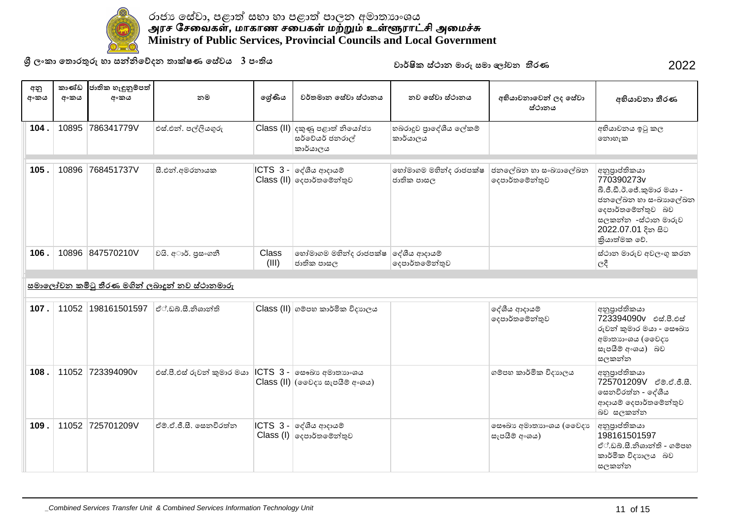රාජ්‍ය සේවා, පළාත් සභා හා පළාත් පාලන අමාත්‍යාංශය
அரச சேவைகள், மாகாண சபைகள் மற்றும் உள்ளூராட்சி அமைச்சு
**Ministry of Public Services, Provincial Councils and Local Government**

**ශ්‍රී ලංකා තොරතුරු හා සන්නිවේදන තාක්ෂණ සේවය 3 පංතිය** | **වාර්ෂික ස්ථාන මාරු සමා ලෝචන තීරණ** 2022

| අනු අංකය | කාණ්ඩ අංකය | ජාතික හැඳුනුම්පත් අංකය | නම | ශ්‍රේණිය | වර්තමාන සේවා ස්ථානය | නව සේවා ස්ථානය | අභියාචනාවෙන් ලද සේවා ස්ථානය | අභියාචනා තීරණ |
|---|---|---|---|---|---|---|---|---|
| 104 . | 10895 | 786341779V | එස්.එන්. පල්ලියගුරු | Class (II) | දකුණු පළාත් නියෝජ්‍ය සර්වේයර් ජනරාල් කාර්යාලය | හබරාදුව ප්‍රාදේශීය ලේකම් කාර්යාලය | | අභියාචනය ඉටු කල නොහැක |
| 105 . | 10896 | 768451737V | සී.එන්.අමරනායක | ICTS 3 - Class (II) | දේශීය ආදායම් දෙපාර්තමේන්තුව | හෝමාගම මහින්ද රාජපක්ෂ ජාතික පාසල | ජනලේඛන හා සංඛ්‍යාලේඛන දෙපාර්තමේන්තුව | අනුප්‍රාප්තිකයා 770390273v බී.ජී.ඩී.ටී.ජේ.කුමාර මයා - ජනලේඛන හා සංඛ්‍යාලේඛන දෙපාර්තමේන්තුව බව සලකන්න -ස්ථාන මාරුව 2022.07.01 දින සිට ක්‍රියාත්මක වේ. |
| 106 . | 10896 | 847570210V | වයි. අ◌ාර්. ප්‍රසංගනී | Class (III) | හෝමාගම මහින්ද රාජපක්ෂ ජාතික පාසල | දේශීය ආදායම් දෙපාර්තමේන්තුව | | ස්ථාන මාරුව අවලංගු කරන ලදී |
| **සමාලෝචන කමිටු තීරණ මගින් ලබාදුන් නව ස්ථානමාරු** | | | | | | | | |
| 107 . | 11052 | 198161501597 | ඒ◌්.ඩබ්.සී.නිශාන්ති | Class (II) | ගම්පහ කාර්මික විද්‍යාලය | | දේශීය ආදායම් දෙපාර්තමේන්තුව | අනුප්‍රාප්තිකයා 723394090v එස්.පී.එස් රුවන් කුමාර මයා - සෞඛ්‍ය අමාත්‍යාංශය (වෛද්‍ය සැපයීම් අංශය) බව සලකන්න |
| 108 . | 11052 | 723394090v | එස්.පී.එස් රුවන් කුමාර මයා | ICTS 3 - Class (II) | සෞඛ්‍ය අමාත්‍යාංශය (වෛද්‍ය සැපයීම් අංශය) | | ගම්පහ කාර්මික විද්‍යාලය | අනුප්‍රාප්තිකයා 725701209V ඒම්.ඒ.ජී.සී. සෙනවිරත්න - දේශීය ආදායම් දෙපාර්තමේන්තුව බව සලකන්න |
| 109 . | 11052 | 725701209V | ඒම්.ඒ.ජී.සී. සෙනවිරත්න | ICTS 3 - Class (I) | දේශීය ආදායම් දෙපාර්තමේන්තුව | | සෞඛ්‍ය අමාත්‍යාංශය (වෛද්‍ය සැපයීම් අංශය) | අනුප්‍රාප්තිකයා 198161501597 ඒ◌්.ඩබ්.සී.නිශාන්ති - ගම්පහ කාර්මික විද්‍යාලය බව සලකන්න |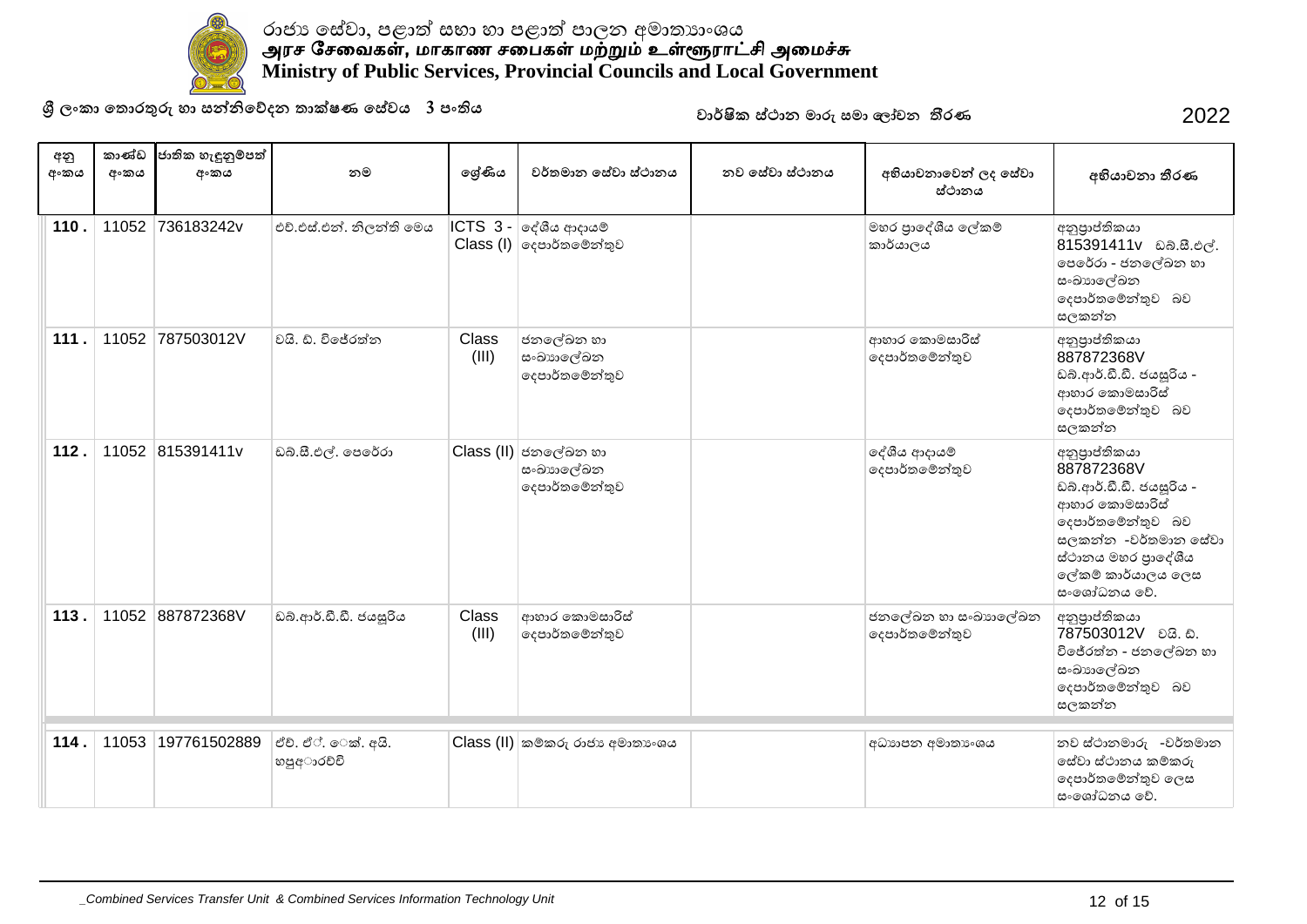# රාජ්‍ය සේවා, පළාත් සභා හා පළාත් පාලන අමාත්‍යාංශය
# அரச சேவைகள், மாகாண சபைகள் மற்றும் உள்ளூராட்சி அமைச்சு
# Ministry of Public Services, Provincial Councils and Local Government

**ශ්‍රී ලංකා තොරතුරු හා සන්නිවේදන තාක්ෂණ සේවය 3 පංතිය** | **වාර්ෂික ස්ථාන මාරු සමා ලෝචන තීරණ** | 2022

| අනු අංකය | කාණ්ඩ අංකය | ජාතික හැඳුනුම්පත් අංකය | නම | ශ්‍රේණිය | වර්තමාන සේවා ස්ථානය | නව සේවා ස්ථානය | අභියාචනාවෙන් ලද සේවා ස්ථානය | අභියාචනා තීරණ |
|---|---|---|---|---|---|---|---|---|
| 110 . | 11052 | 736183242v | එච්.එස්.එන්. නිලන්ති මෙය | ICTS 3 - Class (I) | දේශීය ආදායම් දෙපාර්තමේන්තුව | | මහර ප්‍රාදේශීය ලේකම් කාර්යාලය | අනුප්‍රාප්තිකයා 815391411v ඩබ්.සී.එල්. පෙරේරා - ජනලේඛන හා සංඛ්‍යාලේඛන දෙපාර්තමේන්තුව බව සලකන්න |
| 111 . | 11052 | 787503012V | වයි. ඩී. විජේරත්න | Class (III) | ජනලේඛන හා සංඛ්‍යාලේඛන දෙපාර්තමේන්තුව | | ආහාර කොමසාරිස් දෙපාර්තමේන්තුව | අනුප්‍රාප්තිකයා 887872368V ඩබ්.ආර්.ඩී.ඩී. ජයසූරිය - ආහාර කොමසාරිස් දෙපාර්තමේන්තුව බව සලකන්න |
| 112 . | 11052 | 815391411v | ඩබ්.සී.එල්. පෙරේරා | Class (II) | ජනලේඛන හා සංඛ්‍යාලේඛන දෙපාර්තමේන්තුව | | දේශීය ආදායම් දෙපාර්තමේන්තුව | අනුප්‍රාප්තිකයා 887872368V ඩබ්.ආර්.ඩී.ඩී. ජයසූරිය - ආහාර කොමසාරිස් දෙපාර්තමේන්තුව බව සලකන්න -වර්තමාන සේවා ස්ථානය මහර ප්‍රාදේශීය ලේකම් කාර්යාලය ලෙස සංශෝධනය වේ. |
| 113 . | 11052 | 887872368V | ඩබ්.ආර්.ඩී.ඩී. ජයසූරිය | Class (III) | ආහාර කොමසාරිස් දෙපාර්තමේන්තුව | | ජනලේඛන හා සංඛ්‍යාලේඛන දෙපාර්තමේන්තුව | අනුප්‍රාප්තිකයා 787503012V වයි. ඩී. විජේරත්න - ජනලේඛන හා සංඛ්‍යාලේඛන දෙපාර්තමේන්තුව බව සලකන්න |
| 114 . | 11053 | 197761502889 | ඒච්. ඒ්. ෙක්. අයි. හපුආරච්චි | Class (II) | කම්කරු රාජ්‍ය අමාත්‍යාංශය | | අධ්‍යාපන අමාත්‍යාංශය | නව ස්ථානමාරු -වර්තමාන සේවා ස්ථානය කම්කරු දෙපාර්තමේන්තුව ලෙස සංශෝධනය වේ. |

*_Combined Services Transfer Unit & Combined Services Information Technology Unit*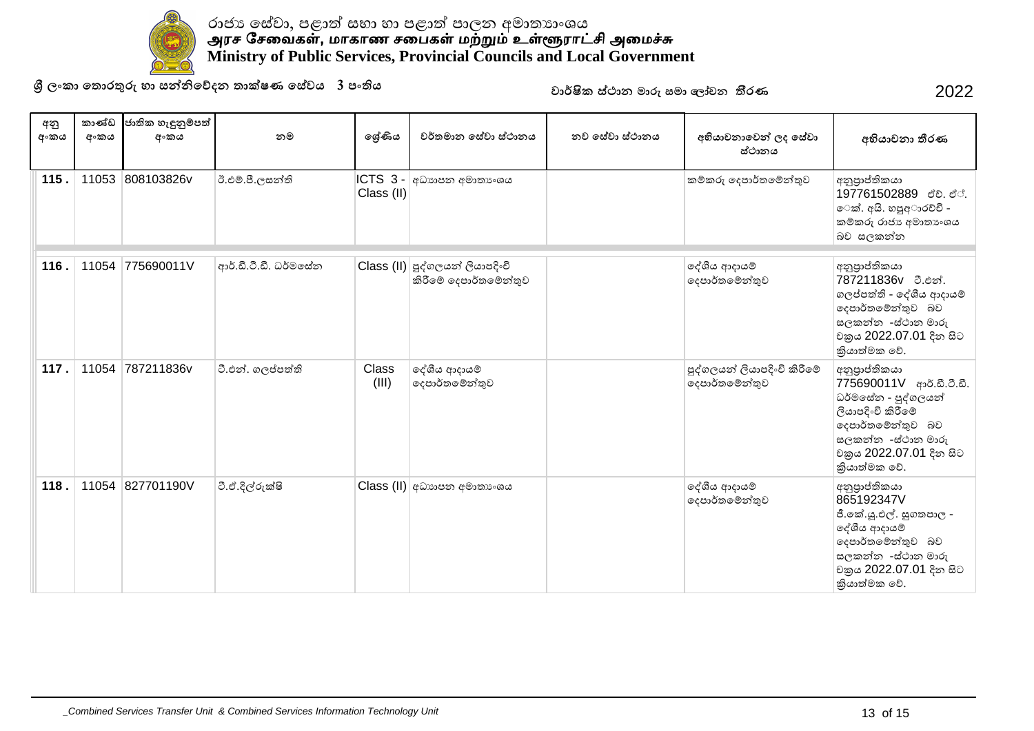රාජ්‍ය සේවා, පළාත් සභා හා පළාත් පාලන අමාත්‍යාංශය
அரச சேவைகள், மாகாண சபைகள் மற்றும் உள்ளூராட்சி அமைச்சு
**Ministry of Public Services, Provincial Councils and Local Government**

ශ්‍රී ලංකා තොරතුරු හා සන්නිවේදන තාක්ෂණ සේවය 3 පංතිය

වාර්ෂික ස්ථාන මාරු සමා ලෝචන තීරණ 2022

| අනු අංකය | කාණ්ඩ අංකය | ජාතික හැඳුනුම්පත් අංකය | නම | ශ්‍රේණිය | වර්තමාන සේවා ස්ථානය | නව සේවා ස්ථානය | අභියාචනාවෙන් ලද සේවා ස්ථානය | අභියාචනා තීරණ |
|---|---|---|---|---|---|---|---|---|
| 115 . | 11053 | 808103826v | ඊ.එම්.පී.ලසන්ති | ICTS 3 - Class (II) | අධ්‍යාපන අමාත්‍යංශය | | කම්කරු දෙපාර්තමේන්තුව | අනුප්‍රාප්තිකයා 197761502889 ඒච්. ඒ්. ෙක්. අයි. හපුආරච්චි - කම්කරු රාජ්‍ය අමාත්‍යංශය බව සලකන්න |
| 116 . | 11054 | 775690011V | ආර්.ඩී.ටී.ඩී. ධර්මසේන | Class (II) | පුද්ගලයන් ලියාපදිංචි කිරීමේ දෙපාර්තමේන්තුව | | දේශීය ආදායම් දෙපාර්තමේන්තුව | අනුප්‍රාප්තිකයා 787211836v ටී.එන්. ගලප්පත්ති - දේශීය ආදායම් දෙපාර්තමේන්තුව බව සලකන්න -ස්ථාන මාරු චක්‍රය 2022.07.01 දින සිට ක්‍රියාත්මක වේ. |
| 117 . | 11054 | 787211836v | ටී.එන්. ගලප්පත්ති | Class (III) | දේශීය ආදායම් දෙපාර්තමේන්තුව | | පුද්ගලයන් ලියාපදිංචි කිරීමේ දෙපාර්තමේන්තුව | අනුප්‍රාප්තිකයා 775690011V ආර්.ඩී.ටී.ඩී. ධර්මසේන - පුද්ගලයන් ලියාපදිංචි කිරීමේ දෙපාර්තමේන්තුව බව සලකන්න -ස්ථාන මාරු චක්‍රය 2022.07.01 දින සිට ක්‍රියාත්මක වේ. |
| 118 . | 11054 | 827701190V | ටී.ඒ.දිල්රුක්ෂි | Class (II) | අධ්‍යාපන අමාත්‍යංශය | | දේශීය ආදායම් දෙපාර්තමේන්තුව | අනුප්‍රාප්තිකයා 865192347V ජී.කේ.යූ.එල්. සුගතපාල - දේශීය ආදායම් දෙපාර්තමේන්තුව බව සලකන්න -ස්ථාන මාරු චක්‍රය 2022.07.01 දින සිට ක්‍රියාත්මක වේ. |

_Combined Services Transfer Unit & Combined Services Information Technology Unit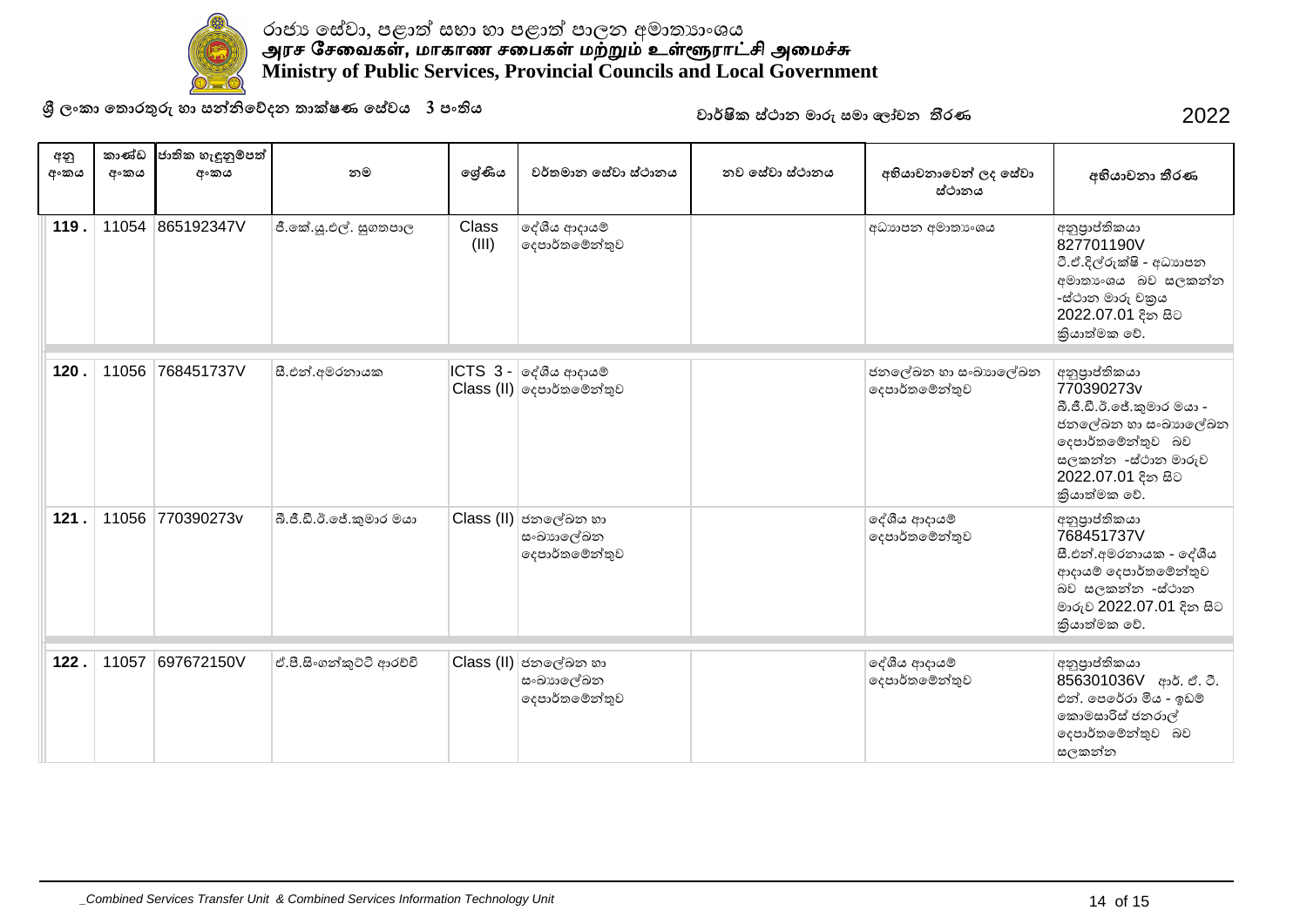රාජ්‍ය සේවා, පළාත් සභා හා පළාත් පාලන අමාත්‍යාංශය
**அரச சேவைகள், மாகாண சபைகள் மற்றும் உள்ளூராட்சி அமைச்சு**
**Ministry of Public Services, Provincial Councils and Local Government**

**ශ්‍රී ලංකා තොරතුරු හා සන්නිවේදන තාක්ෂණ සේවය 3 පංතිය** | **වාර්ෂික ස්ථාන මාරු සමා ලෝචන තීරණ** | 2022

| අනු අංකය | කාණ්ඩ අංකය | ජාතික හැඳුනුම්පත් අංකය | නම | ශ්‍රේණිය | වර්තමාන සේවා ස්ථානය | නව සේවා ස්ථානය | අභියාචනාවෙන් ලද සේවා ස්ථානය | අභියාචනා තීරණ |
|---|---|---|---|---|---|---|---|---|
| 119 . | 11054 | 865192347V | ජී.කේ.යූ.එල්. සුගතපාල | Class (III) | දේශීය ආදායම් දෙපාර්තමේන්තුව | | අධ්‍යාපන අමාත්‍යංශය | අනුප්‍රාප්තිකයා 827701190V වී.ඒ.දිල්රුක්ෂි - අධ්‍යාපන අමාත්‍යංශය බව සලකන්න -ස්ථාන මාරු චක්‍රය 2022.07.01 දින සිට ක්‍රියාත්මක වේ. |
| 120 . | 11056 | 768451737V | සී.එන්.අමරනායක | ICTS 3 - Class (II) | දේශීය ආදායම් දෙපාර්තමේන්තුව | | ජනලේඛන හා සංඛ්‍යාලේඛන දෙපාර්තමේන්තුව | අනුප්‍රාප්තිකයා 770390273v බී.ජී.ඩී.ඊ.ජේ.කුමාර මයා - ජනලේඛන හා සංඛ්‍යාලේඛන දෙපාර්තමේන්තුව බව සලකන්න -ස්ථාන මාරුව 2022.07.01 දින සිට ක්‍රියාත්මක වේ. |
| 121 . | 11056 | 770390273v | බී.ජී.ඩී.ඊ.ජේ.කුමාර මයා | Class (II) | ජනලේඛන හා සංඛ්‍යාලේඛන දෙපාර්තමේන්තුව | | දේශීය ආදායම් දෙපාර්තමේන්තුව | අනුප්‍රාප්තිකයා 768451737V සී.එන්.අමරනායක - දේශීය ආදායම් දෙපාර්තමේන්තුව බව සලකන්න -ස්ථාන මාරුව 2022.07.01 දින සිට ක්‍රියාත්මක වේ. |
| 122 . | 11057 | 697672150V | ඒ.පී.සිංගන්කුට්ටි ආරච්චි | Class (II) | ජනලේඛන හා සංඛ්‍යාලේඛන දෙපාර්තමේන්තුව | | දේශීය ආදායම් දෙපාර්තමේන්තුව | අනුප්‍රාප්තිකයා 856301036V ආර්. ඒ. වී. එන්. පෙරේරා මිය - ඉඩම් කොමසාරිස් ජනරාල් දෙපාර්තමේන්තුව බව සලකන්න |

_Combined Services Transfer Unit & Combined Services Information Technology Unit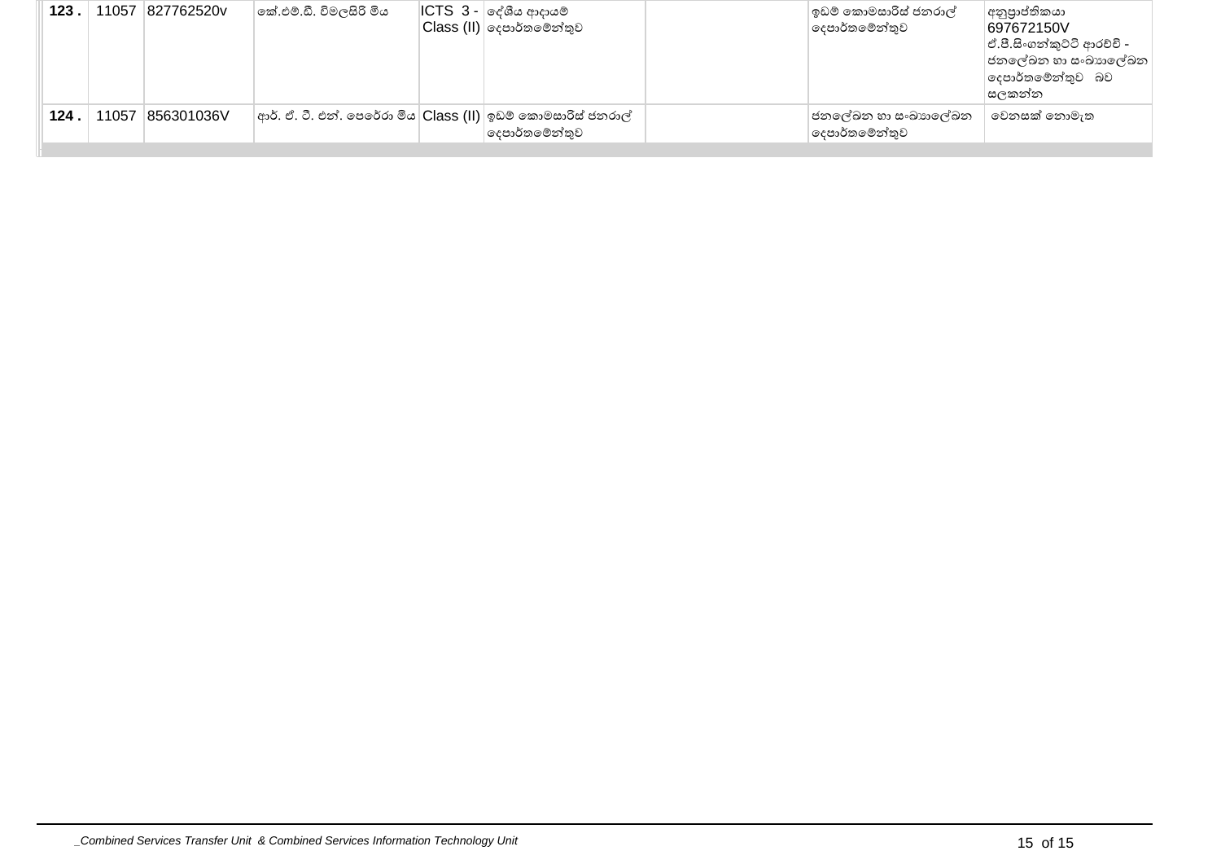| | | | | | | | | |
|---|---|---|---|---|---|---|---|---|
| 123 . | 11057 | 827762520v | කේ.එම්.ඩී. විමලසිරි මිය | ICTS 3 - Class (II) | දේශීය ආදායම් දෙපාර්තමේන්තුව | | ඉඩම් කොමසාරිස් ජනරාල් දෙපාර්තමේන්තුව | අනුප්‍රාප්තිකයා 697672150V ඒ.පී.සිංගන්කුට්ටි ආරච්චි - ජනලේඛන හා සංඛ්‍යාලේඛන දෙපාර්තමේන්තුව බව සලකන්න |
| 124 . | 11057 | 856301036V | ආර්. ඒ. ටී. එන්. පෙරේරා මිය | Class (II) | ඉඩම් කොමසාරිස් ජනරාල් දෙපාර්තමේන්තුව | | ජනලේඛන හා සංඛ්‍යාලේඛන දෙපාර්තමේන්තුව | වෙනසක් නොමැත |